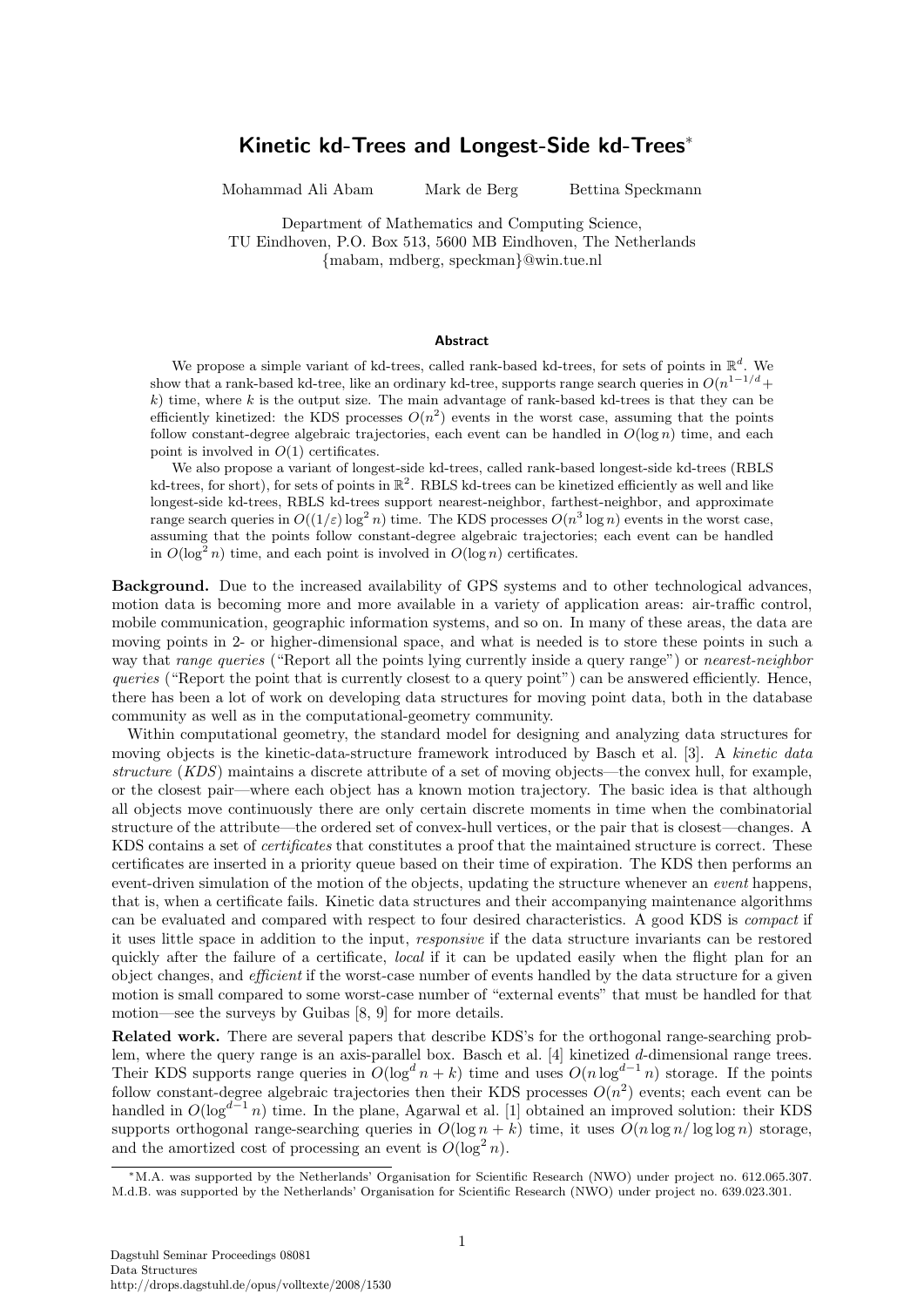# Kinetic kd-Trees and Longest-Side kd-Trees*

Mohammad Ali Abam Mark de Berg Bettina Speckmann

Department of Mathematics and Computing Science,
TU Eindhoven, P.O. Box 513, 5600 MB Eindhoven, The Netherlands
{mabam, mdberg, speckman}@win.tue.nl

### Abstract

We propose a simple variant of kd-trees, called rank-based kd-trees, for sets of points in $\mathbb{R}^d$. We show that a rank-based kd-tree, like an ordinary kd-tree, supports range search queries in $O(n^{1-1/d} + k)$ time, where $k$ is the output size. The main advantage of rank-based kd-trees is that they can be efficiently kinetized: the KDS processes $O(n^2)$ events in the worst case, assuming that the points follow constant-degree algebraic trajectories, each event can be handled in $O(\log n)$ time, and each point is involved in $O(1)$ certificates.

We also propose a variant of longest-side kd-trees, called rank-based longest-side kd-trees (RBLS kd-trees, for short), for sets of points in $\mathbb{R}^2$. RBLS kd-trees can be kinetized efficiently as well and like longest-side kd-trees, RBLS kd-trees support nearest-neighbor, farthest-neighbor, and approximate range search queries in $O((1/\varepsilon)\log^2 n)$ time. The KDS processes $O(n^3 \log n)$ events in the worst case, assuming that the points follow constant-degree algebraic trajectories; each event can be handled in $O(\log^2 n)$ time, and each point is involved in $O(\log n)$ certificates.

**Background.** Due to the increased availability of GPS systems and to other technological advances, motion data is becoming more and more available in a variety of application areas: air-traffic control, mobile communication, geographic information systems, and so on. In many of these areas, the data are moving points in 2- or higher-dimensional space, and what is needed is to store these points in such a way that *range queries* ("Report all the points lying currently inside a query range") or *nearest-neighbor queries* ("Report the point that is currently closest to a query point") can be answered efficiently. Hence, there has been a lot of work on developing data structures for moving point data, both in the database community as well as in the computational-geometry community.

Within computational geometry, the standard model for designing and analyzing data structures for moving objects is the kinetic-data-structure framework introduced by Basch et al. [3]. A *kinetic data structure* (*KDS*) maintains a discrete attribute of a set of moving objects—the convex hull, for example, or the closest pair—where each object has a known motion trajectory. The basic idea is that although all objects move continuously there are only certain discrete moments in time when the combinatorial structure of the attribute—the ordered set of convex-hull vertices, or the pair that is closest—changes. A KDS contains a set of *certificates* that constitutes a proof that the maintained structure is correct. These certificates are inserted in a priority queue based on their time of expiration. The KDS then performs an event-driven simulation of the motion of the objects, updating the structure whenever an *event* happens, that is, when a certificate fails. Kinetic data structures and their accompanying maintenance algorithms can be evaluated and compared with respect to four desired characteristics. A good KDS is *compact* if it uses little space in addition to the input, *responsive* if the data structure invariants can be restored quickly after the failure of a certificate, *local* if it can be updated easily when the flight plan for an object changes, and *efficient* if the worst-case number of events handled by the data structure for a given motion is small compared to some worst-case number of "external events" that must be handled for that motion—see the surveys by Guibas [8, 9] for more details.

**Related work.** There are several papers that describe KDS's for the orthogonal range-searching problem, where the query range is an axis-parallel box. Basch et al. [4] kinetized $d$-dimensional range trees. Their KDS supports range queries in $O(\log^d n + k)$ time and uses $O(n \log^{d-1} n)$ storage. If the points follow constant-degree algebraic trajectories then their KDS processes $O(n^2)$ events; each event can be handled in $O(\log^{d-1} n)$ time. In the plane, Agarwal et al. [1] obtained an improved solution: their KDS supports orthogonal range-searching queries in $O(\log n + k)$ time, it uses $O(n \log n/ \log\log n)$ storage, and the amortized cost of processing an event is $O(\log^2 n)$.

*M.A. was supported by the Netherlands' Organisation for Scientific Research (NWO) under project no. 612.065.307. M.d.B. was supported by the Netherlands' Organisation for Scientific Research (NWO) under project no. 639.023.301.

Dagstuhl Seminar Proceedings 08081
Data Structures
http://drops.dagstuhl.de/opus/volltexte/2008/1530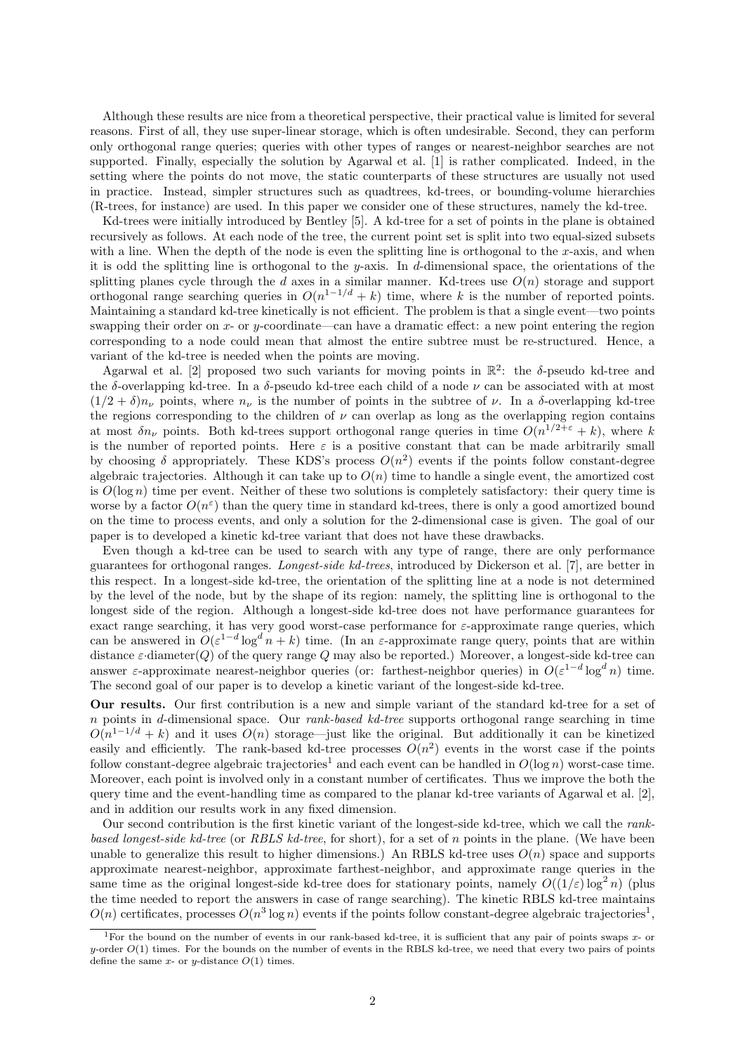Although these results are nice from a theoretical perspective, their practical value is limited for several reasons. First of all, they use super-linear storage, which is often undesirable. Second, they can perform only orthogonal range queries; queries with other types of ranges or nearest-neighbor searches are not supported. Finally, especially the solution by Agarwal et al. [1] is rather complicated. Indeed, in the setting where the points do not move, the static counterparts of these structures are usually not used in practice. Instead, simpler structures such as quadtrees, kd-trees, or bounding-volume hierarchies (R-trees, for instance) are used. In this paper we consider one of these structures, namely the kd-tree.

Kd-trees were initially introduced by Bentley [5]. A kd-tree for a set of points in the plane is obtained recursively as follows. At each node of the tree, the current point set is split into two equal-sized subsets with a line. When the depth of the node is even the splitting line is orthogonal to the $x$-axis, and when it is odd the splitting line is orthogonal to the $y$-axis. In $d$-dimensional space, the orientations of the splitting planes cycle through the $d$ axes in a similar manner. Kd-trees use $O(n)$ storage and support orthogonal range searching queries in $O(n^{1-1/d} + k)$ time, where $k$ is the number of reported points. Maintaining a standard kd-tree kinetically is not efficient. The problem is that a single event—two points swapping their order on $x$- or $y$-coordinate—can have a dramatic effect: a new point entering the region corresponding to a node could mean that almost the entire subtree must be re-structured. Hence, a variant of the kd-tree is needed when the points are moving.

Agarwal et al. [2] proposed two such variants for moving points in $\mathbb{R}^2$: the $\delta$-pseudo kd-tree and the $\delta$-overlapping kd-tree. In a $\delta$-pseudo kd-tree each child of a node $\nu$ can be associated with at most $(1/2 + \delta)n_\nu$ points, where $n_\nu$ is the number of points in the subtree of $\nu$. In a $\delta$-overlapping kd-tree the regions corresponding to the children of $\nu$ can overlap as long as the overlapping region contains at most $\delta n_\nu$ points. Both kd-trees support orthogonal range queries in time $O(n^{1/2+\varepsilon} + k)$, where $k$ is the number of reported points. Here $\varepsilon$ is a positive constant that can be made arbitrarily small by choosing $\delta$ appropriately. These KDS's process $O(n^2)$ events if the points follow constant-degree algebraic trajectories. Although it can take up to $O(n)$ time to handle a single event, the amortized cost is $O(\log n)$ time per event. Neither of these two solutions is completely satisfactory: their query time is worse by a factor $O(n^\varepsilon)$ than the query time in standard kd-trees, there is only a good amortized bound on the time to process events, and only a solution for the 2-dimensional case is given. The goal of our paper is to developed a kinetic kd-tree variant that does not have these drawbacks.

Even though a kd-tree can be used to search with any type of range, there are only performance guarantees for orthogonal ranges. *Longest-side kd-trees*, introduced by Dickerson et al. [7], are better in this respect. In a longest-side kd-tree, the orientation of the splitting line at a node is not determined by the level of the node, but by the shape of its region: namely, the splitting line is orthogonal to the longest side of the region. Although a longest-side kd-tree does not have performance guarantees for exact range searching, it has very good worst-case performance for $\varepsilon$-approximate range queries, which can be answered in $O(\varepsilon^{1-d} \log^d n + k)$ time. (In an $\varepsilon$-approximate range query, points that are within distance $\varepsilon$·diameter($Q$) of the query range $Q$ may also be reported.) Moreover, a longest-side kd-tree can answer $\varepsilon$-approximate nearest-neighbor queries (or: farthest-neighbor queries) in $O(\varepsilon^{1-d} \log^d n)$ time. The second goal of our paper is to develop a kinetic variant of the longest-side kd-tree.

**Our results.** Our first contribution is a new and simple variant of the standard kd-tree for a set of $n$ points in $d$-dimensional space. Our *rank-based kd-tree* supports orthogonal range searching in time $O(n^{1-1/d} + k)$ and it uses $O(n)$ storage—just like the original. But additionally it can be kinetized easily and efficiently. The rank-based kd-tree processes $O(n^2)$ events in the worst case if the points follow constant-degree algebraic trajectories[1] and each event can be handled in $O(\log n)$ worst-case time. Moreover, each point is involved only in a constant number of certificates. Thus we improve the both the query time and the event-handling time as compared to the planar kd-tree variants of Agarwal et al. [2], and in addition our results work in any fixed dimension.

Our second contribution is the first kinetic variant of the longest-side kd-tree, which we call the *rank-based longest-side kd-tree* (or *RBLS kd-tree*, for short), for a set of $n$ points in the plane. (We have been unable to generalize this result to higher dimensions.) An RBLS kd-tree uses $O(n)$ space and supports approximate nearest-neighbor, approximate farthest-neighbor, and approximate range queries in the same time as the original longest-side kd-tree does for stationary points, namely $O((1/\varepsilon) \log^2 n)$ (plus the time needed to report the answers in case of range searching). The kinetic RBLS kd-tree maintains $O(n)$ certificates, processes $O(n^3 \log n)$ events if the points follow constant-degree algebraic trajectories[1],

[1] For the bound on the number of events in our rank-based kd-tree, it is sufficient that any pair of points swaps $x$- or $y$-order $O(1)$ times. For the bounds on the number of events in the RBLS kd-tree, we need that every two pairs of points define the same $x$- or $y$-distance $O(1)$ times.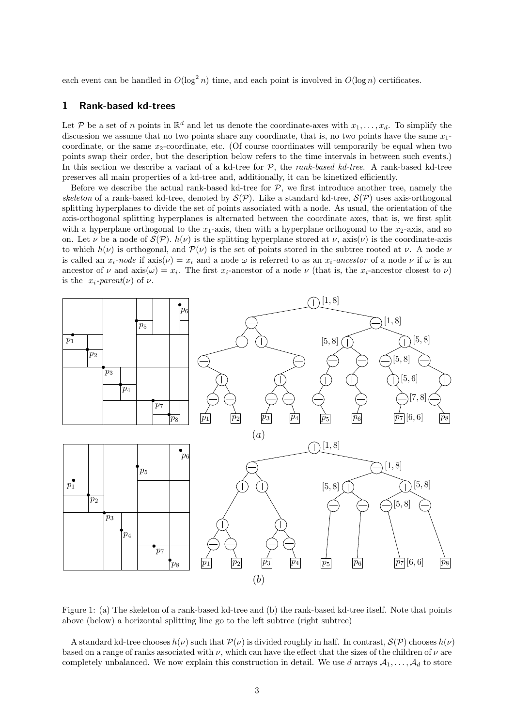each event can be handled in $O(\log^2 n)$ time, and each point is involved in $O(\log n)$ certificates.

## 1 Rank-based kd-trees

Let $\mathcal{P}$ be a set of $n$ points in $\mathbb{R}^d$ and let us denote the coordinate-axes with $x_1, \ldots, x_d$. To simplify the discussion we assume that no two points share any coordinate, that is, no two points have the same $x_1$-coordinate, or the same $x_2$-coordinate, etc. (Of course coordinates will temporarily be equal when two points swap their order, but the description below refers to the time intervals in between such events.) In this section we describe a variant of a kd-tree for $\mathcal{P}$, the *rank-based kd-tree*. A rank-based kd-tree preserves all main properties of a kd-tree and, additionally, it can be kinetized efficiently.

Before we describe the actual rank-based kd-tree for $\mathcal{P}$, we first introduce another tree, namely the *skeleton* of a rank-based kd-tree, denoted by $\mathcal{S}(\mathcal{P})$. Like a standard kd-tree, $\mathcal{S}(\mathcal{P})$ uses axis-orthogonal splitting hyperplanes to divide the set of points associated with a node. As usual, the orientation of the axis-orthogonal splitting hyperplanes is alternated between the coordinate axes, that is, we first split with a hyperplane orthogonal to the $x_1$-axis, then with a hyperplane orthogonal to the $x_2$-axis, and so on. Let $\nu$ be a node of $\mathcal{S}(\mathcal{P})$. $h(\nu)$ is the splitting hyperplane stored at $\nu$, $\text{axis}(\nu)$ is the coordinate-axis to which $h(\nu)$ is orthogonal, and $\mathcal{P}(\nu)$ is the set of points stored in the subtree rooted at $\nu$. A node $\nu$ is called an $x_i$-*node* if $\text{axis}(\nu) = x_i$ and a node $\omega$ is referred to as an $x_i$-*ancestor* of a node $\nu$ if $\omega$ is an ancestor of $\nu$ and $\text{axis}(\omega) = x_i$. The first $x_i$-ancestor of a node $\nu$ (that is, the $x_i$-ancestor closest to $\nu$) is the $x_i$-*parent*$(\nu)$ of $\nu$.

Figure 1: (a) The skeleton of a rank-based kd-tree and (b) the rank-based kd-tree itself. Note that points above (below) a horizontal splitting line go to the left subtree (right subtree)

A standard kd-tree chooses $h(\nu)$ such that $\mathcal{P}(\nu)$ is divided roughly in half. In contrast, $\mathcal{S}(\mathcal{P})$ chooses $h(\nu)$ based on a range of ranks associated with $\nu$, which can have the effect that the sizes of the children of $\nu$ are completely unbalanced. We now explain this construction in detail. We use $d$ arrays $\mathcal{A}_1, \ldots, \mathcal{A}_d$ to store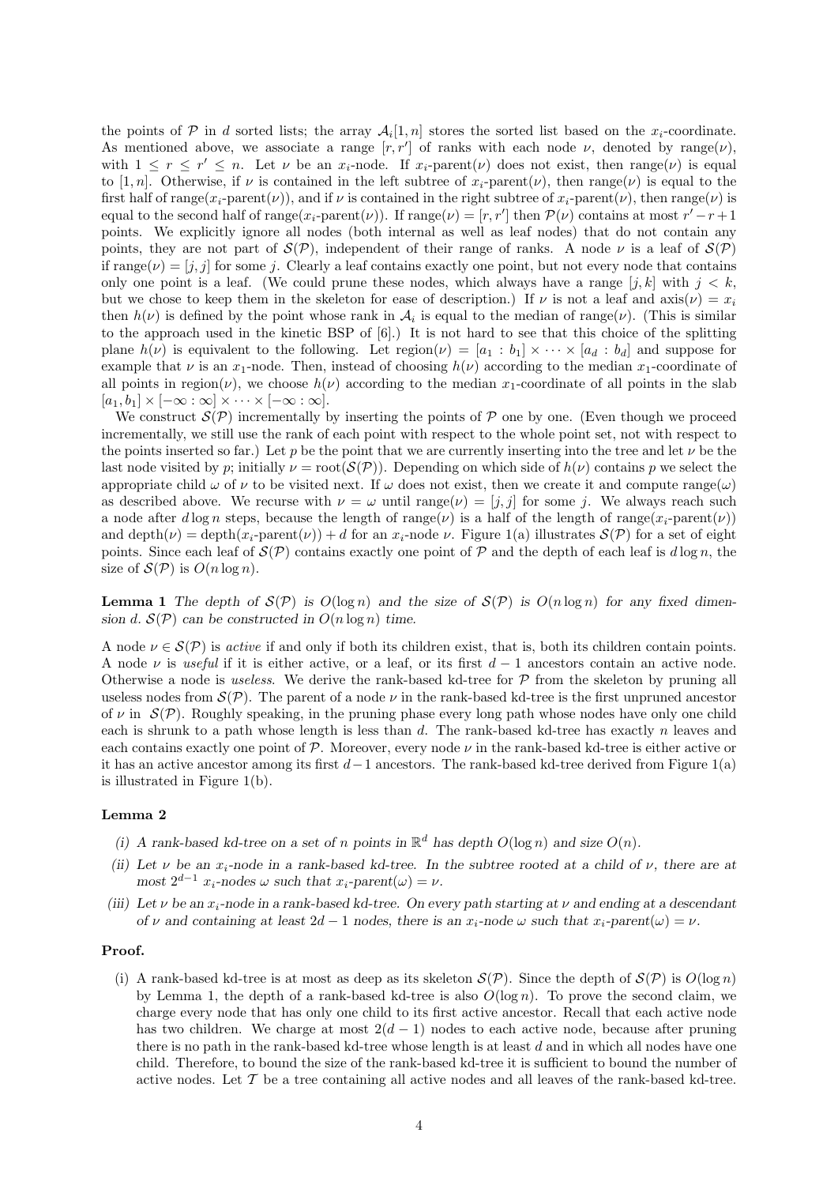the points of $\mathcal{P}$ in $d$ sorted lists; the array $\mathcal{A}_i[1,n]$ stores the sorted list based on the $x_i$-coordinate. As mentioned above, we associate a range $[r,r']$ of ranks with each node $\nu$, denoted by range($\nu$), with $1 \le r \le r' \le n$. Let $\nu$ be an $x_i$-node. If $x_i$-parent($\nu$) does not exist, then range($\nu$) is equal to $[1,n]$. Otherwise, if $\nu$ is contained in the left subtree of $x_i$-parent($\nu$), then range($\nu$) is equal to the first half of range($x_i$-parent($\nu$)), and if $\nu$ is contained in the right subtree of $x_i$-parent($\nu$), then range($\nu$) is equal to the second half of range($x_i$-parent($\nu$)). If range($\nu$) $= [r,r']$ then $\mathcal{P}(\nu)$ contains at most $r'-r+1$ points. We explicitly ignore all nodes (both internal as well as leaf nodes) that do not contain any points, they are not part of $\mathcal{S}(\mathcal{P})$, independent of their range of ranks. A node $\nu$ is a leaf of $\mathcal{S}(\mathcal{P})$ if range($\nu$) $= [j,j]$ for some $j$. Clearly a leaf contains exactly one point, but not every node that contains only one point is a leaf. (We could prune these nodes, which always have a range $[j,k]$ with $j < k$, but we chose to keep them in the skeleton for ease of description.) If $\nu$ is not a leaf and axis($\nu$) $= x_i$ then $h(\nu)$ is defined by the point whose rank in $\mathcal{A}_i$ is equal to the median of range($\nu$). (This is similar to the approach used in the kinetic BSP of [6].) It is not hard to see that this choice of the splitting plane $h(\nu)$ is equivalent to the following. Let region($\nu$) $= [a_1 : b_1] \times \cdots \times [a_d : b_d]$ and suppose for example that $\nu$ is an $x_1$-node. Then, instead of choosing $h(\nu)$ according to the median $x_1$-coordinate of all points in region($\nu$), we choose $h(\nu)$ according to the median $x_1$-coordinate of all points in the slab $[a_1, b_1] \times [-\infty : \infty] \times \cdots \times [-\infty : \infty]$.

We construct $\mathcal{S}(\mathcal{P})$ incrementally by inserting the points of $\mathcal{P}$ one by one. (Even though we proceed incrementally, we still use the rank of each point with respect to the whole point set, not with respect to the points inserted so far.) Let $p$ be the point that we are currently inserting into the tree and let $\nu$ be the last node visited by $p$; initially $\nu = \text{root}(\mathcal{S}(\mathcal{P}))$. Depending on which side of $h(\nu)$ contains $p$ we select the appropriate child $\omega$ of $\nu$ to be visited next. If $\omega$ does not exist, then we create it and compute range($\omega$) as described above. We recurse with $\nu = \omega$ until range($\nu$) $= [j,j]$ for some $j$. We always reach such a node after $d \log n$ steps, because the length of range($\nu$) is a half of the length of range($x_i$-parent($\nu$)) and depth($\nu$) $=$ depth($x_i$-parent($\nu$)) $+ d$ for an $x_i$-node $\nu$. Figure 1(a) illustrates $\mathcal{S}(\mathcal{P})$ for a set of eight points. Since each leaf of $\mathcal{S}(\mathcal{P})$ contains exactly one point of $\mathcal{P}$ and the depth of each leaf is $d \log n$, the size of $\mathcal{S}(\mathcal{P})$ is $O(n \log n)$.

**Lemma 1** *The depth of $\mathcal{S}(\mathcal{P})$ is $O(\log n)$ and the size of $\mathcal{S}(\mathcal{P})$ is $O(n \log n)$ for any fixed dimension $d$. $\mathcal{S}(\mathcal{P})$ can be constructed in $O(n \log n)$ time.*

A node $\nu \in \mathcal{S}(\mathcal{P})$ is *active* if and only if both its children exist, that is, both its children contain points. A node $\nu$ is *useful* if it is either active, or a leaf, or its first $d-1$ ancestors contain an active node. Otherwise a node is *useless*. We derive the rank-based kd-tree for $\mathcal{P}$ from the skeleton by pruning all useless nodes from $\mathcal{S}(\mathcal{P})$. The parent of a node $\nu$ in the rank-based kd-tree is the first unpruned ancestor of $\nu$ in $\mathcal{S}(\mathcal{P})$. Roughly speaking, in the pruning phase every long path whose nodes have only one child each is shrunk to a path whose length is less than $d$. The rank-based kd-tree has exactly $n$ leaves and each contains exactly one point of $\mathcal{P}$. Moreover, every node $\nu$ in the rank-based kd-tree is either active or it has an active ancestor among its first $d-1$ ancestors. The rank-based kd-tree derived from Figure 1(a) is illustrated in Figure 1(b).

**Lemma 2**

*(i) A rank-based kd-tree on a set of $n$ points in $\mathbb{R}^d$ has depth $O(\log n)$ and size $O(n)$.*

*(ii) Let $\nu$ be an $x_i$-node in a rank-based kd-tree. In the subtree rooted at a child of $\nu$, there are at most $2^{d-1}$ $x_i$-nodes $\omega$ such that $x_i$-parent($\omega$) $= \nu$.*

*(iii) Let $\nu$ be an $x_i$-node in a rank-based kd-tree. On every path starting at $\nu$ and ending at a descendant of $\nu$ and containing at least $2d-1$ nodes, there is an $x_i$-node $\omega$ such that $x_i$-parent($\omega$) $= \nu$.*

**Proof.**

(i) A rank-based kd-tree is at most as deep as its skeleton $\mathcal{S}(\mathcal{P})$. Since the depth of $\mathcal{S}(\mathcal{P})$ is $O(\log n)$ by Lemma 1, the depth of a rank-based kd-tree is also $O(\log n)$. To prove the second claim, we charge every node that has only one child to its first active ancestor. Recall that each active node has two children. We charge at most $2(d-1)$ nodes to each active node, because after pruning there is no path in the rank-based kd-tree whose length is at least $d$ and in which all nodes have one child. Therefore, to bound the size of the rank-based kd-tree it is sufficient to bound the number of active nodes. Let $\mathcal{T}$ be a tree containing all active nodes and all leaves of the rank-based kd-tree.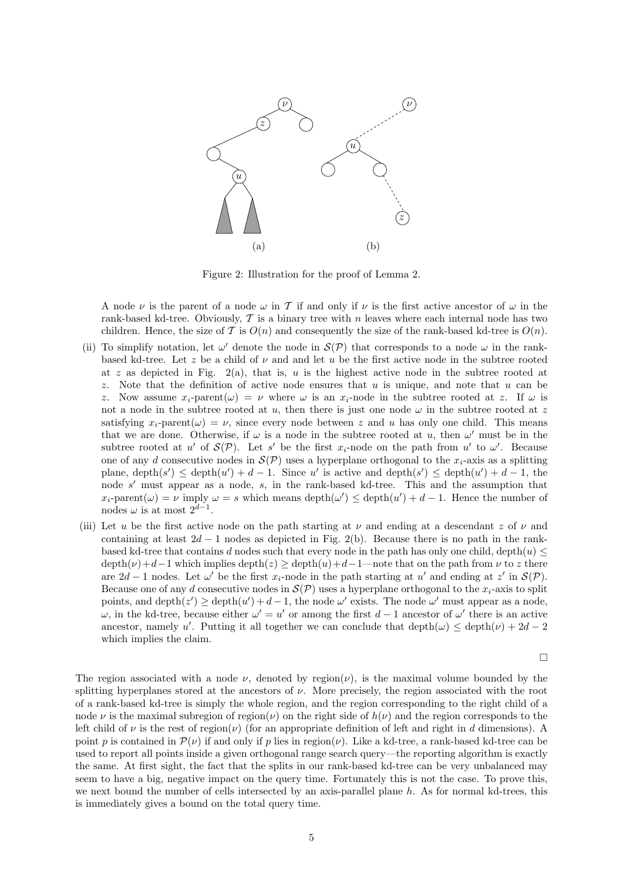Figure 2: Illustration for the proof of Lemma 2.

A node $\nu$ is the parent of a node $\omega$ in $\mathcal{T}$ if and only if $\nu$ is the first active ancestor of $\omega$ in the rank-based kd-tree. Obviously, $\mathcal{T}$ is a binary tree with $n$ leaves where each internal node has two children. Hence, the size of $\mathcal{T}$ is $O(n)$ and consequently the size of the rank-based kd-tree is $O(n)$.

(ii) To simplify notation, let $\omega'$ denote the node in $\mathcal{S}(\mathcal{P})$ that corresponds to a node $\omega$ in the rank-based kd-tree. Let $z$ be a child of $\nu$ and and let $u$ be the first active node in the subtree rooted at $z$ as depicted in Fig. 2(a), that is, $u$ is the highest active node in the subtree rooted at $z$. Note that the definition of active node ensures that $u$ is unique, and note that $u$ can be $z$. Now assume $x_i$-parent$(\omega) = \nu$ where $\omega$ is an $x_i$-node in the subtree rooted at $z$. If $\omega$ is not a node in the subtree rooted at $u$, then there is just one node $\omega$ in the subtree rooted at $z$ satisfying $x_i$-parent$(\omega) = \nu$, since every node between $z$ and $u$ has only one child. This means that we are done. Otherwise, if $\omega$ is a node in the subtree rooted at $u$, then $\omega'$ must be in the subtree rooted at $u'$ of $\mathcal{S}(\mathcal{P})$. Let $s'$ be the first $x_i$-node on the path from $u'$ to $\omega'$. Because one of any $d$ consecutive nodes in $\mathcal{S}(\mathcal{P})$ uses a hyperplane orthogonal to the $x_i$-axis as a splitting plane, $\text{depth}(s') \leq \text{depth}(u') + d - 1$. Since $u'$ is active and $\text{depth}(s') \leq \text{depth}(u') + d - 1$, the node $s'$ must appear as a node, $s$, in the rank-based kd-tree. This and the assumption that $x_i$-parent$(\omega) = \nu$ imply $\omega = s$ which means $\text{depth}(\omega') \leq \text{depth}(u') + d - 1$. Hence the number of nodes $\omega$ is at most $2^{d-1}$.

(iii) Let $u$ be the first active node on the path starting at $\nu$ and ending at a descendant $z$ of $\nu$ and containing at least $2d - 1$ nodes as depicted in Fig. 2(b). Because there is no path in the rank-based kd-tree that contains $d$ nodes such that every node in the path has only one child, $\text{depth}(u) \leq \text{depth}(\nu) + d - 1$ which implies $\text{depth}(z) \geq \text{depth}(u) + d - 1$—note that on the path from $\nu$ to $z$ there are $2d - 1$ nodes. Let $\omega'$ be the first $x_i$-node in the path starting at $u'$ and ending at $z'$ in $\mathcal{S}(\mathcal{P})$. Because one of any $d$ consecutive nodes in $\mathcal{S}(\mathcal{P})$ uses a hyperplane orthogonal to the $x_i$-axis to split points, and $\text{depth}(z') \geq \text{depth}(u') + d - 1$, the node $\omega'$ exists. The node $\omega'$ must appear as a node, $\omega$, in the kd-tree, because either $\omega' = u'$ or among the first $d - 1$ ancestor of $\omega'$ there is an active ancestor, namely $u'$. Putting it all together we can conclude that $\text{depth}(\omega) \leq \text{depth}(\nu) + 2d - 2$ which implies the claim.

□

The region associated with a node $\nu$, denoted by region$(\nu)$, is the maximal volume bounded by the splitting hyperplanes stored at the ancestors of $\nu$. More precisely, the region associated with the root of a rank-based kd-tree is simply the whole region, and the region corresponding to the right child of a node $\nu$ is the maximal subregion of region$(\nu)$ on the right side of $h(\nu)$ and the region corresponds to the left child of $\nu$ is the rest of region$(\nu)$ (for an appropriate definition of left and right in $d$ dimensions). A point $p$ is contained in $\mathcal{P}(\nu)$ if and only if $p$ lies in region$(\nu)$. Like a kd-tree, a rank-based kd-tree can be used to report all points inside a given orthogonal range search query—the reporting algorithm is exactly the same. At first sight, the fact that the splits in our rank-based kd-tree can be very unbalanced may seem to have a big, negative impact on the query time. Fortunately this is not the case. To prove this, we next bound the number of cells intersected by an axis-parallel plane $h$. As for normal kd-trees, this is immediately gives a bound on the total query time.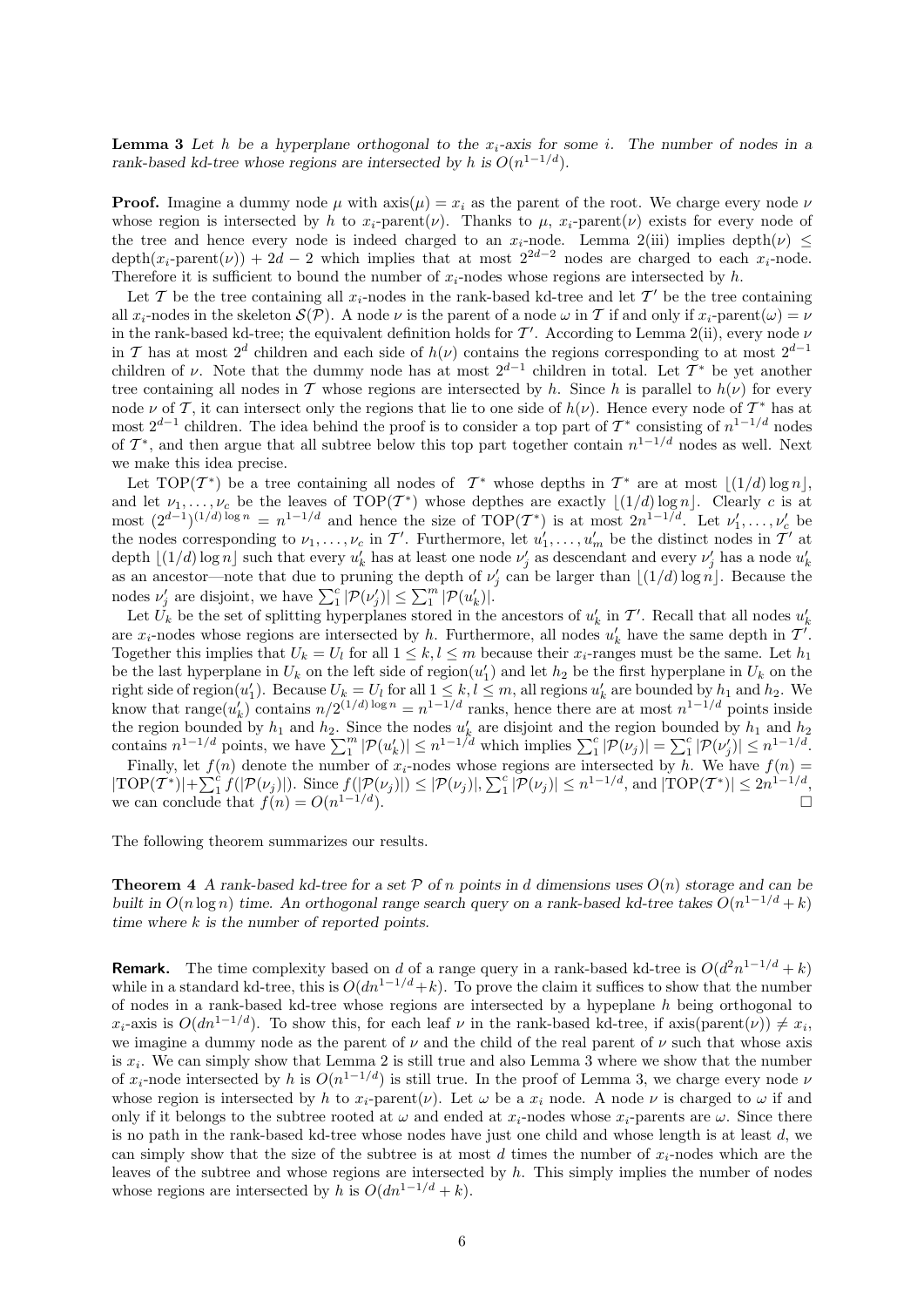**Lemma 3** *Let $h$ be a hyperplane orthogonal to the $x_i$-axis for some $i$. The number of nodes in a rank-based kd-tree whose regions are intersected by $h$ is $O(n^{1-1/d})$.*

**Proof.** Imagine a dummy node $\mu$ with $\text{axis}(\mu) = x_i$ as the parent of the root. We charge every node $\nu$ whose region is intersected by $h$ to $x_i$-parent$(\nu)$. Thanks to $\mu$, $x_i$-parent$(\nu)$ exists for every node of the tree and hence every node is indeed charged to an $x_i$-node. Lemma 2(iii) implies depth$(\nu) \leq$ depth$(x_i\text{-parent}(\nu)) + 2d - 2$ which implies that at most $2^{2d-2}$ nodes are charged to each $x_i$-node. Therefore it is sufficient to bound the number of $x_i$-nodes whose regions are intersected by $h$.

Let $\mathcal{T}$ be the tree containing all $x_i$-nodes in the rank-based kd-tree and let $\mathcal{T}'$ be the tree containing all $x_i$-nodes in the skeleton $\mathcal{S}(\mathcal{P})$. A node $\nu$ is the parent of a node $\omega$ in $\mathcal{T}$ if and only if $x_i$-parent$(\omega) = \nu$ in the rank-based kd-tree; the equivalent definition holds for $\mathcal{T}'$. According to Lemma 2(ii), every node $\nu$ in $\mathcal{T}$ has at most $2^d$ children and each side of $h(\nu)$ contains the regions corresponding to at most $2^{d-1}$ children of $\nu$. Note that the dummy node has at most $2^{d-1}$ children in total. Let $\mathcal{T}^*$ be yet another tree containing all nodes in $\mathcal{T}$ whose regions are intersected by $h$. Since $h$ is parallel to $h(\nu)$ for every node $\nu$ of $\mathcal{T}$, it can intersect only the regions that lie to one side of $h(\nu)$. Hence every node of $\mathcal{T}^*$ has at most $2^{d-1}$ children. The idea behind the proof is to consider a top part of $\mathcal{T}^*$ consisting of $n^{1-1/d}$ nodes of $\mathcal{T}^*$, and then argue that all subtree below this top part together contain $n^{1-1/d}$ nodes as well. Next we make this idea precise.

Let TOP$(\mathcal{T}^*)$ be a tree containing all nodes of $\mathcal{T}^*$ whose depths in $\mathcal{T}^*$ are at most $\lfloor (1/d) \log n \rfloor$, and let $\nu_1, \ldots, \nu_c$ be the leaves of TOP$(\mathcal{T}^*)$ whose depthes are exactly $\lfloor (1/d) \log n \rfloor$. Clearly $c$ is at most $(2^{d-1})^{(1/d) \log n} = n^{1-1/d}$ and hence the size of TOP$(\mathcal{T}^*)$ is at most $2n^{1-1/d}$. Let $\nu'_1, \ldots, \nu'_c$ be the nodes corresponding to $\nu_1, \ldots, \nu_c$ in $\mathcal{T}'$. Furthermore, let $u'_1, \ldots, u'_m$ be the distinct nodes in $\mathcal{T}'$ at depth $\lfloor (1/d) \log n \rfloor$ such that every $u'_k$ has at least one node $\nu'_j$ as descendant and every $\nu'_j$ has a node $u'_k$ as an ancestor—note that due to pruning the depth of $\nu'_j$ can be larger than $\lfloor (1/d) \log n \rfloor$. Because the nodes $\nu'_j$ are disjoint, we have $\sum_1^c |\mathcal{P}(\nu'_j)| \leq \sum_1^m |\mathcal{P}(u'_k)|$.

Let $U_k$ be the set of splitting hyperplanes stored in the ancestors of $u'_k$ in $\mathcal{T}'$. Recall that all nodes $u'_k$ are $x_i$-nodes whose regions are intersected by $h$. Furthermore, all nodes $u'_k$ have the same depth in $\mathcal{T}'$. Together this implies that $U_k = U_l$ for all $1 \leq k, l \leq m$ because their $x_i$-ranges must be the same. Let $h_1$ be the last hyperplane in $U_k$ on the left side of region$(u'_1)$ and let $h_2$ be the first hyperplane in $U_k$ on the right side of region$(u'_1)$. Because $U_k = U_l$ for all $1 \leq k, l \leq m$, all regions $u'_k$ are bounded by $h_1$ and $h_2$. We know that range$(u'_k)$ contains $n/2^{(1/d) \log n} = n^{1-1/d}$ ranks, hence there are at most $n^{1-1/d}$ points inside the region bounded by $h_1$ and $h_2$. Since the nodes $u'_k$ are disjoint and the region bounded by $h_1$ and $h_2$ contains $n^{1-1/d}$ points, we have $\sum_1^m |\mathcal{P}(u'_k)| \leq n^{1-1/d}$ which implies $\sum_1^c |\mathcal{P}(\nu_j)| = \sum_1^c |\mathcal{P}(\nu'_j)| \leq n^{1-1/d}$.

Finally, let $f(n)$ denote the number of $x_i$-nodes whose regions are intersected by $h$. We have $f(n) = |\text{TOP}(\mathcal{T}^*)| + \sum_1^c f(|\mathcal{P}(\nu_j)|)$. Since $f(|\mathcal{P}(\nu_j)|) \leq |\mathcal{P}(\nu_j)|$, $\sum_1^c |\mathcal{P}(\nu_j)| \leq n^{1-1/d}$, and $|\text{TOP}(\mathcal{T}^*)| \leq 2n^{1-1/d}$, we can conclude that $f(n) = O(n^{1-1/d})$. $\square$

The following theorem summarizes our results.

**Theorem 4** *A rank-based kd-tree for a set $\mathcal{P}$ of $n$ points in $d$ dimensions uses $O(n)$ storage and can be built in $O(n \log n)$ time. An orthogonal range search query on a rank-based kd-tree takes $O(n^{1-1/d} + k)$ time where $k$ is the number of reported points.*

**Remark.** The time complexity based on $d$ of a range query in a rank-based kd-tree is $O(d^2 n^{1-1/d} + k)$ while in a standard kd-tree, this is $O(dn^{1-1/d} + k)$. To prove the claim it suffices to show that the number of nodes in a rank-based kd-tree whose regions are intersected by a hypeplane $h$ being orthogonal to $x_i$-axis is $O(dn^{1-1/d})$. To show this, for each leaf $\nu$ in the rank-based kd-tree, if axis(parent$(\nu)) \neq x_i$, we imagine a dummy node as the parent of $\nu$ and the child of the real parent of $\nu$ such that whose axis is $x_i$. We can simply show that Lemma 2 is still true and also Lemma 3 where we show that the number of $x_i$-node intersected by $h$ is $O(n^{1-1/d})$ is still true. In the proof of Lemma 3, we charge every node $\nu$ whose region is intersected by $h$ to $x_i$-parent$(\nu)$. Let $\omega$ be a $x_i$ node. A node $\nu$ is charged to $\omega$ if and only if it belongs to the subtree rooted at $\omega$ and ended at $x_i$-nodes whose $x_i$-parents are $\omega$. Since there is no path in the rank-based kd-tree whose nodes have just one child and whose length is at least $d$, we can simply show that the size of the subtree is at most $d$ times the number of $x_i$-nodes which are the leaves of the subtree and whose regions are intersected by $h$. This simply implies the number of nodes whose regions are intersected by $h$ is $O(dn^{1-1/d} + k)$.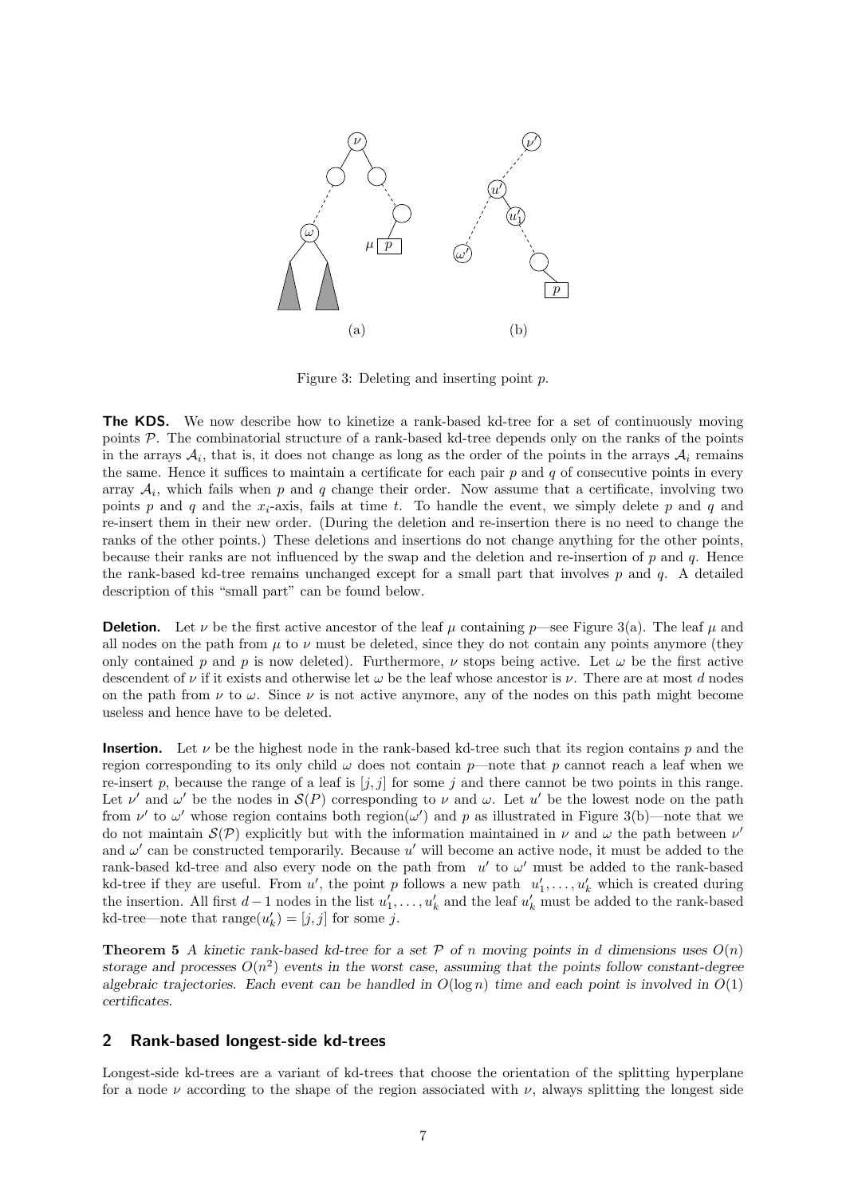Figure 3: Deleting and inserting point $p$.

**The KDS.** We now describe how to kinetize a rank-based kd-tree for a set of continuously moving points $\mathcal{P}$. The combinatorial structure of a rank-based kd-tree depends only on the ranks of the points in the arrays $\mathcal{A}_i$, that is, it does not change as long as the order of the points in the arrays $\mathcal{A}_i$ remains the same. Hence it suffices to maintain a certificate for each pair $p$ and $q$ of consecutive points in every array $\mathcal{A}_i$, which fails when $p$ and $q$ change their order. Now assume that a certificate, involving two points $p$ and $q$ and the $x_i$-axis, fails at time $t$. To handle the event, we simply delete $p$ and $q$ and re-insert them in their new order. (During the deletion and re-insertion there is no need to change the ranks of the other points.) These deletions and insertions do not change anything for the other points, because their ranks are not influenced by the swap and the deletion and re-insertion of $p$ and $q$. Hence the rank-based kd-tree remains unchanged except for a small part that involves $p$ and $q$. A detailed description of this "small part" can be found below.

**Deletion.** Let $\nu$ be the first active ancestor of the leaf $\mu$ containing $p$—see Figure 3(a). The leaf $\mu$ and all nodes on the path from $\mu$ to $\nu$ must be deleted, since they do not contain any points anymore (they only contained $p$ and $p$ is now deleted). Furthermore, $\nu$ stops being active. Let $\omega$ be the first active descendent of $\nu$ if it exists and otherwise let $\omega$ be the leaf whose ancestor is $\nu$. There are at most $d$ nodes on the path from $\nu$ to $\omega$. Since $\nu$ is not active anymore, any of the nodes on this path might become useless and hence have to be deleted.

**Insertion.** Let $\nu$ be the highest node in the rank-based kd-tree such that its region contains $p$ and the region corresponding to its only child $\omega$ does not contain $p$—note that $p$ cannot reach a leaf when we re-insert $p$, because the range of a leaf is $[j, j]$ for some $j$ and there cannot be two points in this range. Let $\nu'$ and $\omega'$ be the nodes in $\mathcal{S}(P)$ corresponding to $\nu$ and $\omega$. Let $u'$ be the lowest node on the path from $\nu'$ to $\omega'$ whose region contains both region$(\omega')$ and $p$ as illustrated in Figure 3(b)—note that we do not maintain $\mathcal{S}(\mathcal{P})$ explicitly but with the information maintained in $\nu$ and $\omega$ the path between $\nu'$ and $\omega'$ can be constructed temporarily. Because $u'$ will become an active node, it must be added to the rank-based kd-tree and also every node on the path from $u'$ to $\omega'$ must be added to the rank-based kd-tree if they are useful. From $u'$, the point $p$ follows a new path $u'_1, \ldots, u'_k$ which is created during the insertion. All first $d-1$ nodes in the list $u'_1, \ldots, u'_k$ and the leaf $u'_k$ must be added to the rank-based kd-tree—note that range$(u'_k) = [j, j]$ for some $j$.

**Theorem 5** *A kinetic rank-based kd-tree for a set $\mathcal{P}$ of $n$ moving points in $d$ dimensions uses $O(n)$ storage and processes $O(n^2)$ events in the worst case, assuming that the points follow constant-degree algebraic trajectories. Each event can be handled in $O(\log n)$ time and each point is involved in $O(1)$ certificates.*

## 2 Rank-based longest-side kd-trees

Longest-side kd-trees are a variant of kd-trees that choose the orientation of the splitting hyperplane for a node $\nu$ according to the shape of the region associated with $\nu$, always splitting the longest side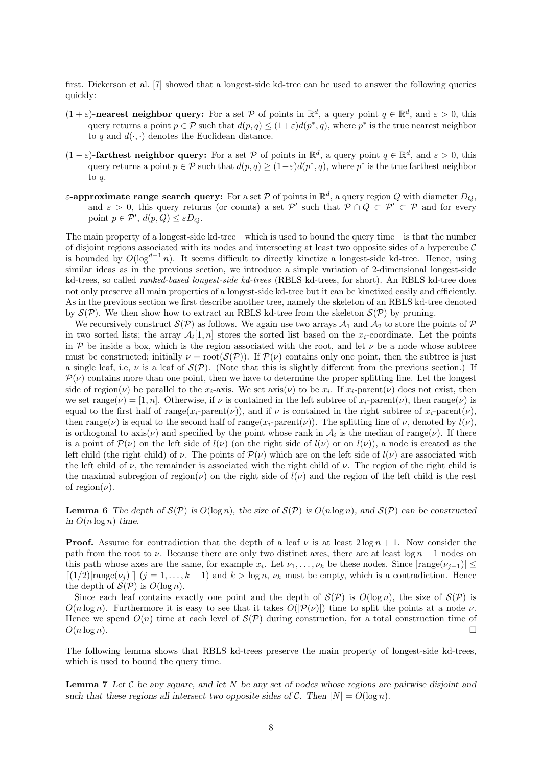first. Dickerson et al. [7] showed that a longest-side kd-tree can be used to answer the following queries quickly:

**$(1+\varepsilon)$-nearest neighbor query:** For a set $\mathcal{P}$ of points in $\mathbb{R}^d$, a query point $q \in \mathbb{R}^d$, and $\varepsilon > 0$, this query returns a point $p \in \mathcal{P}$ such that $d(p,q) \leq (1+\varepsilon)d(p^*,q)$, where $p^*$ is the true nearest neighbor to $q$ and $d(\cdot,\cdot)$ denotes the Euclidean distance.

**$(1-\varepsilon)$-farthest neighbor query:** For a set $\mathcal{P}$ of points in $\mathbb{R}^d$, a query point $q \in \mathbb{R}^d$, and $\varepsilon > 0$, this query returns a point $p \in \mathcal{P}$ such that $d(p,q) \geq (1-\varepsilon)d(p^*,q)$, where $p^*$ is the true farthest neighbor to $q$.

**$\varepsilon$-approximate range search query:** For a set $\mathcal{P}$ of points in $\mathbb{R}^d$, a query region $Q$ with diameter $D_Q$, and $\varepsilon > 0$, this query returns (or counts) a set $\mathcal{P}'$ such that $\mathcal{P} \cap Q \subset \mathcal{P}' \subset \mathcal{P}$ and for every point $p \in \mathcal{P}'$, $d(p,Q) \leq \varepsilon D_Q$.

The main property of a longest-side kd-tree—which is used to bound the query time—is that the number of disjoint regions associated with its nodes and intersecting at least two opposite sides of a hypercube $\mathcal{C}$ is bounded by $O(\log^{d-1} n)$. It seems difficult to directly kinetize a longest-side kd-tree. Hence, using similar ideas as in the previous section, we introduce a simple variation of 2-dimensional longest-side kd-trees, so called *ranked-based longest-side kd-trees* (RBLS kd-trees, for short). An RBLS kd-tree does not only preserve all main properties of a longest-side kd-tree but it can be kinetized easily and efficiently. As in the previous section we first describe another tree, namely the skeleton of an RBLS kd-tree denoted by $\mathcal{S}(\mathcal{P})$. We then show how to extract an RBLS kd-tree from the skeleton $\mathcal{S}(\mathcal{P})$ by pruning.

We recursively construct $\mathcal{S}(\mathcal{P})$ as follows. We again use two arrays $\mathcal{A}_1$ and $\mathcal{A}_2$ to store the points of $\mathcal{P}$ in two sorted lists; the array $\mathcal{A}_i[1,n]$ stores the sorted list based on the $x_i$-coordinate. Let the points in $\mathcal{P}$ be inside a box, which is the region associated with the root, and let $\nu$ be a node whose subtree must be constructed; initially $\nu = \text{root}(\mathcal{S}(\mathcal{P}))$. If $\mathcal{P}(\nu)$ contains only one point, then the subtree is just a single leaf, i.e, $\nu$ is a leaf of $\mathcal{S}(\mathcal{P})$. (Note that this is slightly different from the previous section.) If $\mathcal{P}(\nu)$ contains more than one point, then we have to determine the proper splitting line. Let the longest side of region($\nu$) be parallel to the $x_i$-axis. We set axis($\nu$) to be $x_i$. If $x_i$-parent($\nu$) does not exist, then we set range($\nu$) $= [1,n]$. Otherwise, if $\nu$ is contained in the left subtree of $x_i$-parent($\nu$), then range($\nu$) is equal to the first half of range($x_i$-parent($\nu$)), and if $\nu$ is contained in the right subtree of $x_i$-parent($\nu$), then range($\nu$) is equal to the second half of range($x_i$-parent($\nu$)). The splitting line of $\nu$, denoted by $l(\nu)$, is orthogonal to axis($\nu$) and specified by the point whose rank in $\mathcal{A}_i$ is the median of range($\nu$). If there is a point of $\mathcal{P}(\nu)$ on the left side of $l(\nu)$ (on the right side of $l(\nu)$ or on $l(\nu)$), a node is created as the left child (the right child) of $\nu$. The points of $\mathcal{P}(\nu)$ which are on the left side of $l(\nu)$ are associated with the left child of $\nu$, the remainder is associated with the right child of $\nu$. The region of the right child is the maximal subregion of region($\nu$) on the right side of $l(\nu)$ and the region of the left child is the rest of region($\nu$).

**Lemma 6** *The depth of $\mathcal{S}(\mathcal{P})$ is $O(\log n)$, the size of $\mathcal{S}(\mathcal{P})$ is $O(n \log n)$, and $\mathcal{S}(\mathcal{P})$ can be constructed in $O(n \log n)$ time.*

**Proof.** Assume for contradiction that the depth of a leaf $\nu$ is at least $2\log n + 1$. Now consider the path from the root to $\nu$. Because there are only two distinct axes, there are at least $\log n + 1$ nodes on this path whose axes are the same, for example $x_i$. Let $\nu_1, \ldots, \nu_k$ be these nodes. Since $|\text{range}(\nu_{j+1})| \leq \lceil (1/2)|\text{range}(\nu_j)| \rceil$ $(j = 1, \ldots, k-1)$ and $k > \log n$, $\nu_k$ must be empty, which is a contradiction. Hence the depth of $\mathcal{S}(\mathcal{P})$ is $O(\log n)$.

Since each leaf contains exactly one point and the depth of $\mathcal{S}(\mathcal{P})$ is $O(\log n)$, the size of $\mathcal{S}(\mathcal{P})$ is $O(n \log n)$. Furthermore it is easy to see that it takes $O(|\mathcal{P}(\nu)|)$ time to split the points at a node $\nu$. Hence we spend $O(n)$ time at each level of $\mathcal{S}(\mathcal{P})$ during construction, for a total construction time of $O(n \log n)$. $\square$

The following lemma shows that RBLS kd-trees preserve the main property of longest-side kd-trees, which is used to bound the query time.

**Lemma 7** *Let $\mathcal{C}$ be any square, and let $N$ be any set of nodes whose regions are pairwise disjoint and such that these regions all intersect two opposite sides of $\mathcal{C}$. Then $|N| = O(\log n)$.*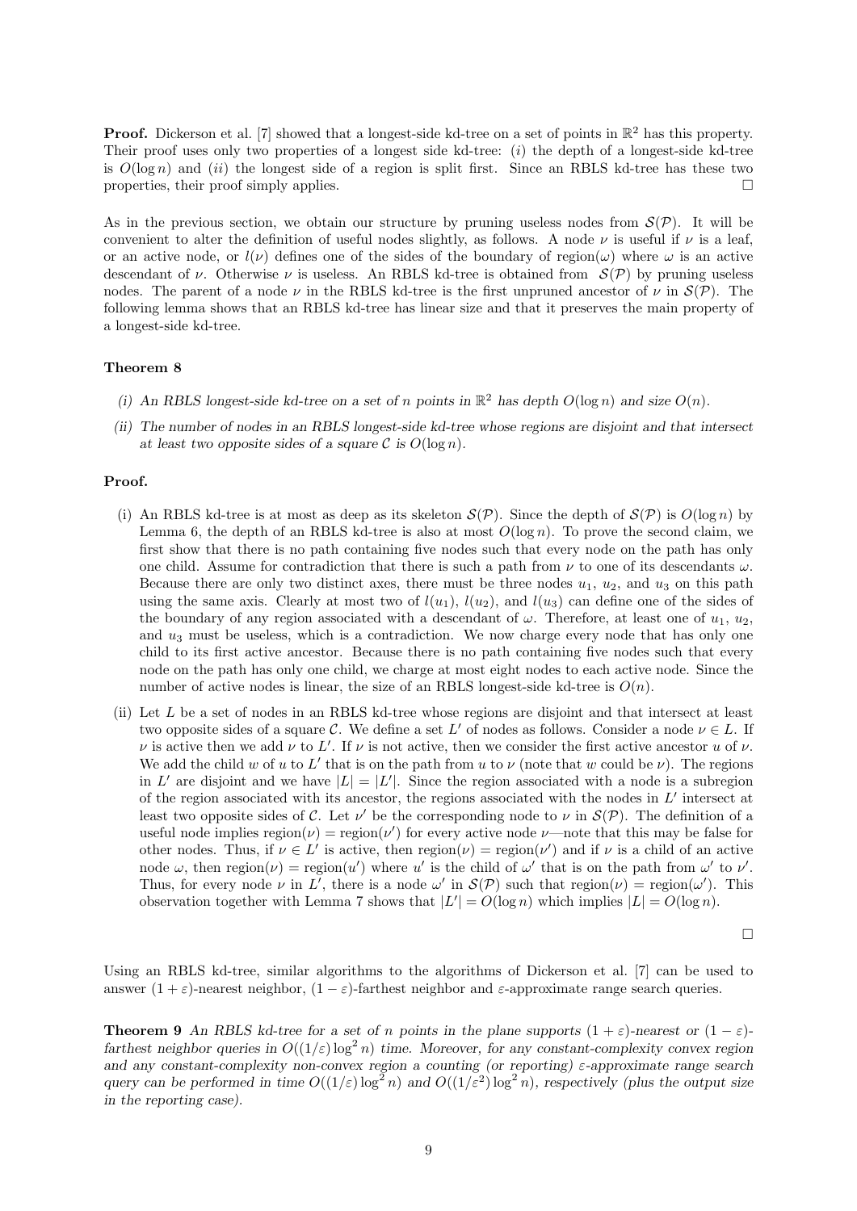**Proof.** Dickerson et al. [7] showed that a longest-side kd-tree on a set of points in $\mathbb{R}^2$ has this property. Their proof uses only two properties of a longest side kd-tree: $(i)$ the depth of a longest-side kd-tree is $O(\log n)$ and $(ii)$ the longest side of a region is split first. Since an RBLS kd-tree has these two properties, their proof simply applies. □

As in the previous section, we obtain our structure by pruning useless nodes from $\mathcal{S}(\mathcal{P})$. It will be convenient to alter the definition of useful nodes slightly, as follows. A node $\nu$ is useful if $\nu$ is a leaf, or an active node, or $l(\nu)$ defines one of the sides of the boundary of region($\omega$) where $\omega$ is an active descendant of $\nu$. Otherwise $\nu$ is useless. An RBLS kd-tree is obtained from $\mathcal{S}(\mathcal{P})$ by pruning useless nodes. The parent of a node $\nu$ in the RBLS kd-tree is the first unpruned ancestor of $\nu$ in $\mathcal{S}(\mathcal{P})$. The following lemma shows that an RBLS kd-tree has linear size and that it preserves the main property of a longest-side kd-tree.

**Theorem 8**

*(i) An RBLS longest-side kd-tree on a set of $n$ points in $\mathbb{R}^2$ has depth $O(\log n)$ and size $O(n)$.*

*(ii) The number of nodes in an RBLS longest-side kd-tree whose regions are disjoint and that intersect at least two opposite sides of a square $\mathcal{C}$ is $O(\log n)$.*

**Proof.**

(i) An RBLS kd-tree is at most as deep as its skeleton $\mathcal{S}(\mathcal{P})$. Since the depth of $\mathcal{S}(\mathcal{P})$ is $O(\log n)$ by Lemma 6, the depth of an RBLS kd-tree is also at most $O(\log n)$. To prove the second claim, we first show that there is no path containing five nodes such that every node on the path has only one child. Assume for contradiction that there is such a path from $\nu$ to one of its descendants $\omega$. Because there are only two distinct axes, there must be three nodes $u_1$, $u_2$, and $u_3$ on this path using the same axis. Clearly at most two of $l(u_1)$, $l(u_2)$, and $l(u_3)$ can define one of the sides of the boundary of any region associated with a descendant of $\omega$. Therefore, at least one of $u_1$, $u_2$, and $u_3$ must be useless, which is a contradiction. We now charge every node that has only one child to its first active ancestor. Because there is no path containing five nodes such that every node on the path has only one child, we charge at most eight nodes to each active node. Since the number of active nodes is linear, the size of an RBLS longest-side kd-tree is $O(n)$.

(ii) Let $L$ be a set of nodes in an RBLS kd-tree whose regions are disjoint and that intersect at least two opposite sides of a square $\mathcal{C}$. We define a set $L'$ of nodes as follows. Consider a node $\nu \in L$. If $\nu$ is active then we add $\nu$ to $L'$. If $\nu$ is not active, then we consider the first active ancestor $u$ of $\nu$. We add the child $w$ of $u$ to $L'$ that is on the path from $u$ to $\nu$ (note that $w$ could be $\nu$). The regions in $L'$ are disjoint and we have $|L| = |L'|$. Since the region associated with a node is a subregion of the region associated with its ancestor, the regions associated with the nodes in $L'$ intersect at least two opposite sides of $\mathcal{C}$. Let $\nu'$ be the corresponding node to $\nu$ in $\mathcal{S}(\mathcal{P})$. The definition of a useful node implies region($\nu$) = region($\nu'$) for every active node $\nu$—note that this may be false for other nodes. Thus, if $\nu \in L'$ is active, then region($\nu$) = region($\nu'$) and if $\nu$ is a child of an active node $\omega$, then region($\nu$) = region($u'$) where $u'$ is the child of $\omega'$ that is on the path from $\omega'$ to $\nu'$. Thus, for every node $\nu$ in $L'$, there is a node $\omega'$ in $\mathcal{S}(\mathcal{P})$ such that region($\nu$) = region($\omega'$). This observation together with Lemma 7 shows that $|L'| = O(\log n)$ which implies $|L| = O(\log n)$.

□

Using an RBLS kd-tree, similar algorithms to the algorithms of Dickerson et al. [7] can be used to answer $(1+\varepsilon)$-nearest neighbor, $(1-\varepsilon)$-farthest neighbor and $\varepsilon$-approximate range search queries.

**Theorem 9** *An RBLS kd-tree for a set of $n$ points in the plane supports $(1+\varepsilon)$-nearest or $(1-\varepsilon)$-farthest neighbor queries in $O((1/\varepsilon)\log^2 n)$ time. Moreover, for any constant-complexity convex region and any constant-complexity non-convex region a counting (or reporting) $\varepsilon$-approximate range search query can be performed in time $O((1/\varepsilon)\log^2 n)$ and $O((1/\varepsilon^2)\log^2 n)$, respectively (plus the output size in the reporting case).*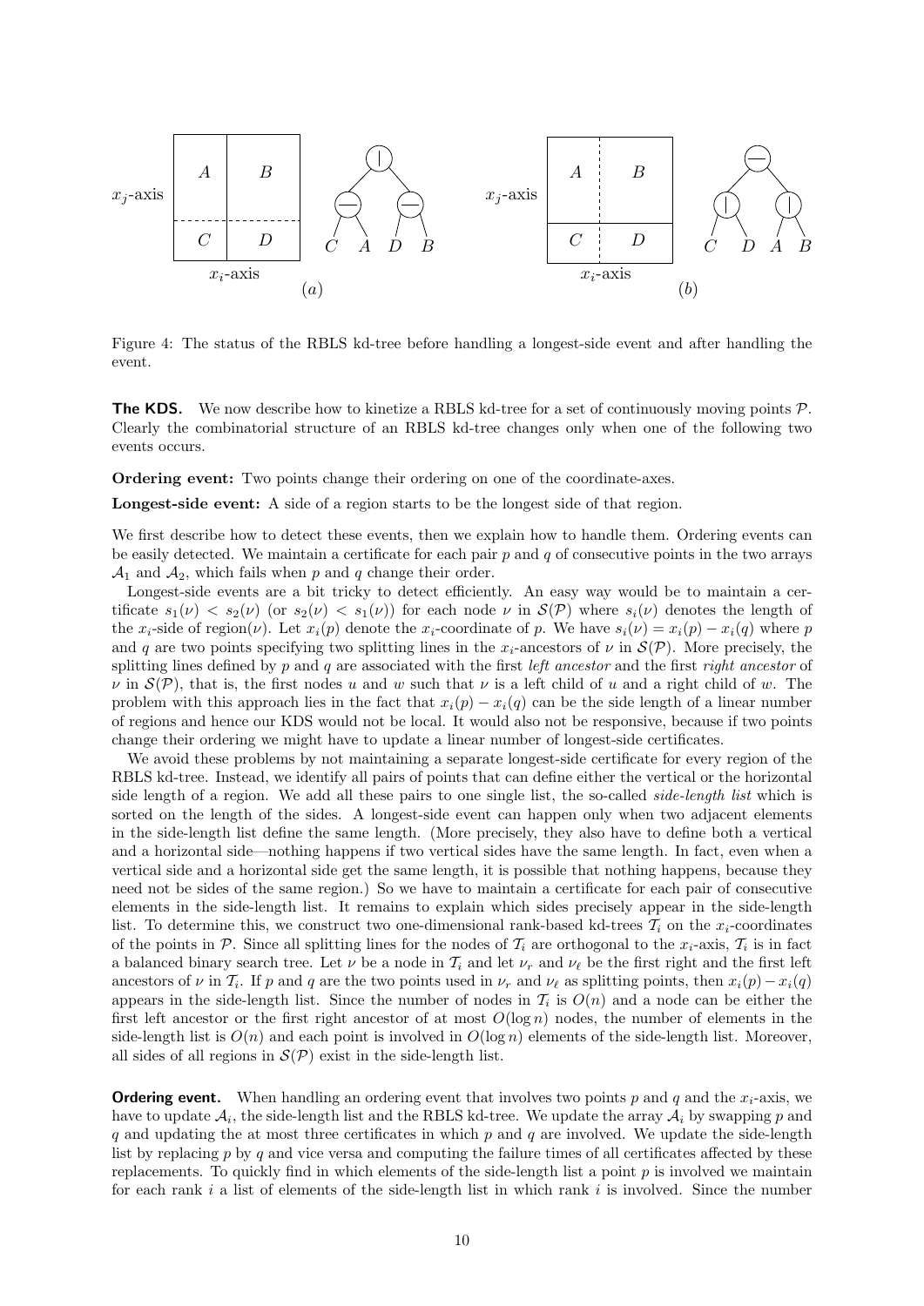Figure 4: The status of the RBLS kd-tree before handling a longest-side event and after handling the event.

**The KDS.** We now describe how to kinetize a RBLS kd-tree for a set of continuously moving points $\mathcal{P}$. Clearly the combinatorial structure of an RBLS kd-tree changes only when one of the following two events occurs.

**Ordering event:** Two points change their ordering on one of the coordinate-axes.

**Longest-side event:** A side of a region starts to be the longest side of that region.

We first describe how to detect these events, then we explain how to handle them. Ordering events can be easily detected. We maintain a certificate for each pair $p$ and $q$ of consecutive points in the two arrays $\mathcal{A}_1$ and $\mathcal{A}_2$, which fails when $p$ and $q$ change their order.

Longest-side events are a bit tricky to detect efficiently. An easy way would be to maintain a certificate $s_1(\nu) < s_2(\nu)$ (or $s_2(\nu) < s_1(\nu)$) for each node $\nu$ in $\mathcal{S}(\mathcal{P})$ where $s_i(\nu)$ denotes the length of the $x_i$-side of region($\nu$). Let $x_i(p)$ denote the $x_i$-coordinate of $p$. We have $s_i(\nu) = x_i(p) - x_i(q)$ where $p$ and $q$ are two points specifying two splitting lines in the $x_i$-ancestors of $\nu$ in $\mathcal{S}(\mathcal{P})$. More precisely, the splitting lines defined by $p$ and $q$ are associated with the first *left ancestor* and the first *right ancestor* of $\nu$ in $\mathcal{S}(\mathcal{P})$, that is, the first nodes $u$ and $w$ such that $\nu$ is a left child of $u$ and a right child of $w$. The problem with this approach lies in the fact that $x_i(p) - x_i(q)$ can be the side length of a linear number of regions and hence our KDS would not be local. It would also not be responsive, because if two points change their ordering we might have to update a linear number of longest-side certificates.

We avoid these problems by not maintaining a separate longest-side certificate for every region of the RBLS kd-tree. Instead, we identify all pairs of points that can define either the vertical or the horizontal side length of a region. We add all these pairs to one single list, the so-called *side-length list* which is sorted on the length of the sides. A longest-side event can happen only when two adjacent elements in the side-length list define the same length. (More precisely, they also have to define both a vertical and a horizontal side—nothing happens if two vertical sides have the same length. In fact, even when a vertical side and a horizontal side get the same length, it is possible that nothing happens, because they need not be sides of the same region.) So we have to maintain a certificate for each pair of consecutive elements in the side-length list. It remains to explain which sides precisely appear in the side-length list. To determine this, we construct two one-dimensional rank-based kd-trees $\mathcal{T}_i$ on the $x_i$-coordinates of the points in $\mathcal{P}$. Since all splitting lines for the nodes of $\mathcal{T}_i$ are orthogonal to the $x_i$-axis, $\mathcal{T}_i$ is in fact a balanced binary search tree. Let $\nu$ be a node in $\mathcal{T}_i$ and let $\nu_r$ and $\nu_\ell$ be the first right and the first left ancestors of $\nu$ in $\mathcal{T}_i$. If $p$ and $q$ are the two points used in $\nu_r$ and $\nu_\ell$ as splitting points, then $x_i(p) - x_i(q)$ appears in the side-length list. Since the number of nodes in $\mathcal{T}_i$ is $O(n)$ and a node can be either the first left ancestor or the first right ancestor of at most $O(\log n)$ nodes, the number of elements in the side-length list is $O(n)$ and each point is involved in $O(\log n)$ elements of the side-length list. Moreover, all sides of all regions in $\mathcal{S}(\mathcal{P})$ exist in the side-length list.

**Ordering event.** When handling an ordering event that involves two points $p$ and $q$ and the $x_i$-axis, we have to update $\mathcal{A}_i$, the side-length list and the RBLS kd-tree. We update the array $\mathcal{A}_i$ by swapping $p$ and $q$ and updating the at most three certificates in which $p$ and $q$ are involved. We update the side-length list by replacing $p$ by $q$ and vice versa and computing the failure times of all certificates affected by these replacements. To quickly find in which elements of the side-length list a point $p$ is involved we maintain for each rank $i$ a list of elements of the side-length list in which rank $i$ is involved. Since the number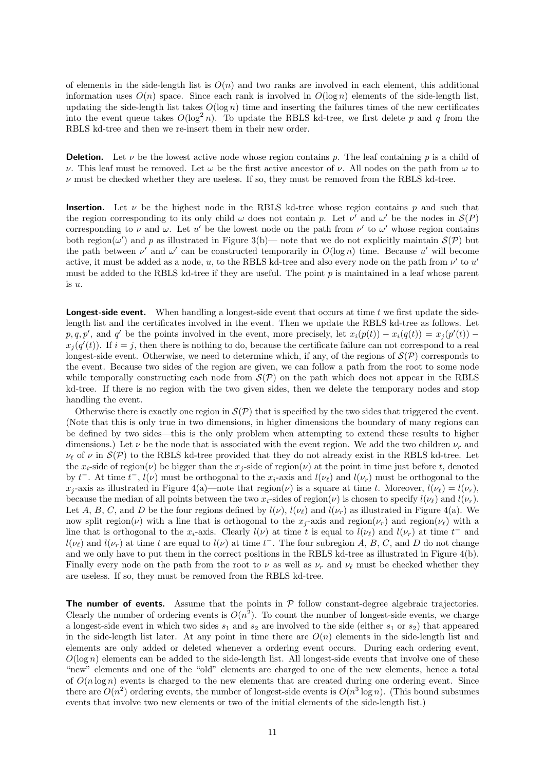of elements in the side-length list is $O(n)$ and two ranks are involved in each element, this additional information uses $O(n)$ space. Since each rank is involved in $O(\log n)$ elements of the side-length list, updating the side-length list takes $O(\log n)$ time and inserting the failures times of the new certificates into the event queue takes $O(\log^2 n)$. To update the RBLS kd-tree, we first delete $p$ and $q$ from the RBLS kd-tree and then we re-insert them in their new order.

**Deletion.** Let $\nu$ be the lowest active node whose region contains $p$. The leaf containing $p$ is a child of $\nu$. This leaf must be removed. Let $\omega$ be the first active ancestor of $\nu$. All nodes on the path from $\omega$ to $\nu$ must be checked whether they are useless. If so, they must be removed from the RBLS kd-tree.

**Insertion.** Let $\nu$ be the highest node in the RBLS kd-tree whose region contains $p$ and such that the region corresponding to its only child $\omega$ does not contain $p$. Let $\nu'$ and $\omega'$ be the nodes in $\mathcal{S}(P)$ corresponding to $\nu$ and $\omega$. Let $u'$ be the lowest node on the path from $\nu'$ to $\omega'$ whose region contains both region($\omega'$) and $p$ as illustrated in Figure 3(b)— note that we do not explicitly maintain $\mathcal{S}(\mathcal{P})$ but the path between $\nu'$ and $\omega'$ can be constructed temporarily in $O(\log n)$ time. Because $u'$ will become active, it must be added as a node, $u$, to the RBLS kd-tree and also every node on the path from $\nu'$ to $u'$ must be added to the RBLS kd-tree if they are useful. The point $p$ is maintained in a leaf whose parent is $u$.

**Longest-side event.** When handling a longest-side event that occurs at time $t$ we first update the side-length list and the certificates involved in the event. Then we update the RBLS kd-tree as follows. Let $p, q, p'$, and $q'$ be the points involved in the event, more precisely, let $x_i(p(t)) - x_i(q(t)) = x_j(p'(t)) - x_j(q'(t))$. If $i = j$, then there is nothing to do, because the certificate failure can not correspond to a real longest-side event. Otherwise, we need to determine which, if any, of the regions of $\mathcal{S}(\mathcal{P})$ corresponds to the event. Because two sides of the region are given, we can follow a path from the root to some node while temporally constructing each node from $\mathcal{S}(\mathcal{P})$ on the path which does not appear in the RBLS kd-tree. If there is no region with the two given sides, then we delete the temporary nodes and stop handling the event.

Otherwise there is exactly one region in $\mathcal{S}(\mathcal{P})$ that is specified by the two sides that triggered the event. (Note that this is only true in two dimensions, in higher dimensions the boundary of many regions can be defined by two sides—this is the only problem when attempting to extend these results to higher dimensions.) Let $\nu$ be the node that is associated with the event region. We add the two children $\nu_r$ and $\nu_\ell$ of $\nu$ in $\mathcal{S}(\mathcal{P})$ to the RBLS kd-tree provided that they do not already exist in the RBLS kd-tree. Let the $x_i$-side of region($\nu$) be bigger than the $x_j$-side of region($\nu$) at the point in time just before $t$, denoted by $t^-$. At time $t^-$, $l(\nu)$ must be orthogonal to the $x_i$-axis and $l(\nu_\ell)$ and $l(\nu_r)$ must be orthogonal to the $x_j$-axis as illustrated in Figure 4(a)—note that region($\nu$) is a square at time $t$. Moreover, $l(\nu_\ell) = l(\nu_r)$, because the median of all points between the two $x_i$-sides of region($\nu$) is chosen to specify $l(\nu_\ell)$ and $l(\nu_r)$. Let $A$, $B$, $C$, and $D$ be the four regions defined by $l(\nu)$, $l(\nu_\ell)$ and $l(\nu_r)$ as illustrated in Figure 4(a). We now split region($\nu$) with a line that is orthogonal to the $x_j$-axis and region($\nu_r$) and region($\nu_\ell$) with a line that is orthogonal to the $x_i$-axis. Clearly $l(\nu)$ at time $t$ is equal to $l(\nu_\ell)$ and $l(\nu_r)$ at time $t^-$ and $l(\nu_\ell)$ and $l(\nu_r)$ at time $t$ are equal to $l(\nu)$ at time $t^-$. The four subregion $A$, $B$, $C$, and $D$ do not change and we only have to put them in the correct positions in the RBLS kd-tree as illustrated in Figure 4(b). Finally every node on the path from the root to $\nu$ as well as $\nu_r$ and $\nu_\ell$ must be checked whether they are useless. If so, they must be removed from the RBLS kd-tree.

**The number of events.** Assume that the points in $\mathcal{P}$ follow constant-degree algebraic trajectories. Clearly the number of ordering events is $O(n^2)$. To count the number of longest-side events, we charge a longest-side event in which two sides $s_1$ and $s_2$ are involved to the side (either $s_1$ or $s_2$) that appeared in the side-length list later. At any point in time there are $O(n)$ elements in the side-length list and elements are only added or deleted whenever a ordering event occurs. During each ordering event, $O(\log n)$ elements can be added to the side-length list. All longest-side events that involve one of these "new" elements and one of the "old" elements are charged to one of the new elements, hence a total of $O(n \log n)$ events is charged to the new elements that are created during one ordering event. Since there are $O(n^2)$ ordering events, the number of longest-side events is $O(n^3 \log n)$. (This bound subsumes events that involve two new elements or two of the initial elements of the side-length list.)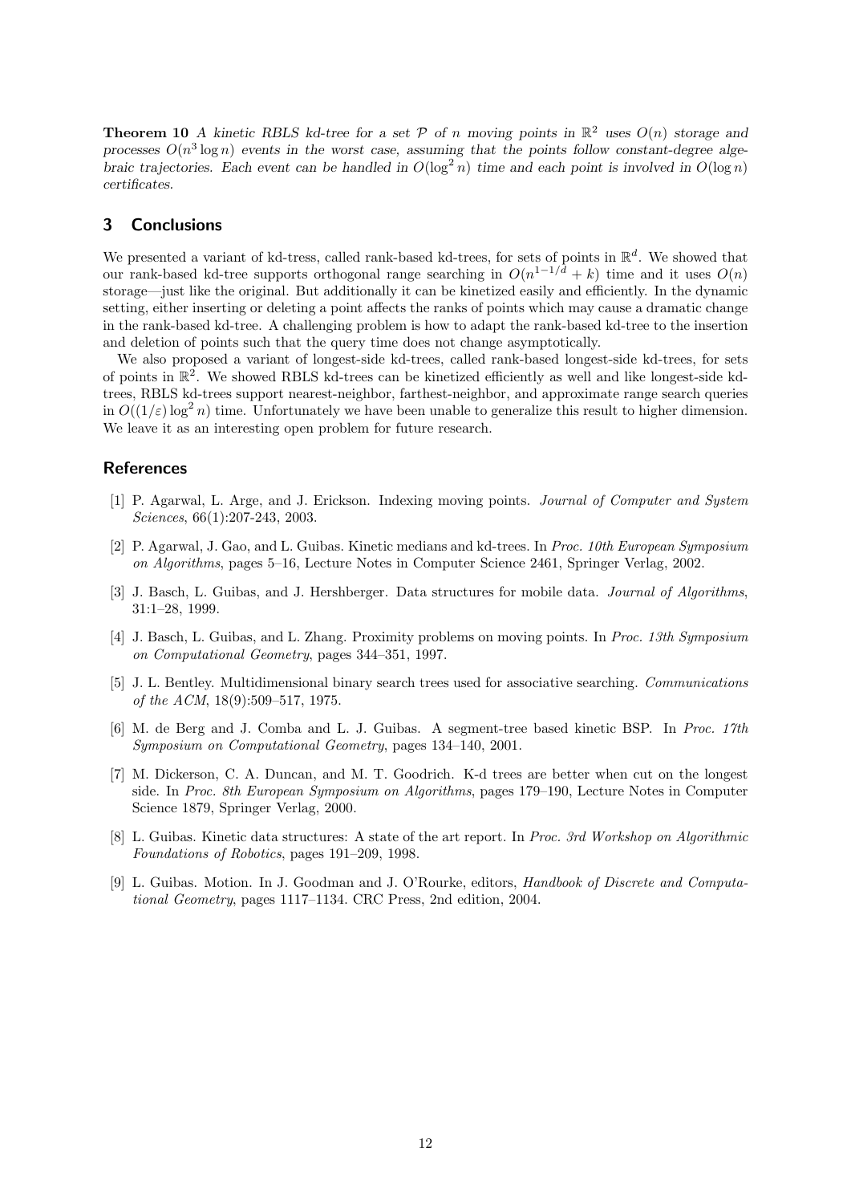**Theorem 10** *A kinetic RBLS kd-tree for a set $\mathcal{P}$ of $n$ moving points in $\mathbb{R}^2$ uses $O(n)$ storage and processes $O(n^3 \log n)$ events in the worst case, assuming that the points follow constant-degree algebraic trajectories. Each event can be handled in $O(\log^2 n)$ time and each point is involved in $O(\log n)$ certificates.*

## 3 Conclusions

We presented a variant of kd-tress, called rank-based kd-trees, for sets of points in $\mathbb{R}^d$. We showed that our rank-based kd-tree supports orthogonal range searching in $O(n^{1-1/d} + k)$ time and it uses $O(n)$ storage—just like the original. But additionally it can be kinetized easily and efficiently. In the dynamic setting, either inserting or deleting a point affects the ranks of points which may cause a dramatic change in the rank-based kd-tree. A challenging problem is how to adapt the rank-based kd-tree to the insertion and deletion of points such that the query time does not change asymptotically.

We also proposed a variant of longest-side kd-trees, called rank-based longest-side kd-trees, for sets of points in $\mathbb{R}^2$. We showed RBLS kd-trees can be kinetized efficiently as well and like longest-side kd-trees, RBLS kd-trees support nearest-neighbor, farthest-neighbor, and approximate range search queries in $O((1/\varepsilon)\log^2 n)$ time. Unfortunately we have been unable to generalize this result to higher dimension. We leave it as an interesting open problem for future research.

## References

[1] P. Agarwal, L. Arge, and J. Erickson. Indexing moving points. *Journal of Computer and System Sciences*, 66(1):207-243, 2003.

[2] P. Agarwal, J. Gao, and L. Guibas. Kinetic medians and kd-trees. In *Proc. 10th European Symposium on Algorithms*, pages 5–16, Lecture Notes in Computer Science 2461, Springer Verlag, 2002.

[3] J. Basch, L. Guibas, and J. Hershberger. Data structures for mobile data. *Journal of Algorithms*, 31:1–28, 1999.

[4] J. Basch, L. Guibas, and L. Zhang. Proximity problems on moving points. In *Proc. 13th Symposium on Computational Geometry*, pages 344–351, 1997.

[5] J. L. Bentley. Multidimensional binary search trees used for associative searching. *Communications of the ACM*, 18(9):509–517, 1975.

[6] M. de Berg and J. Comba and L. J. Guibas. A segment-tree based kinetic BSP. In *Proc. 17th Symposium on Computational Geometry*, pages 134–140, 2001.

[7] M. Dickerson, C. A. Duncan, and M. T. Goodrich. K-d trees are better when cut on the longest side. In *Proc. 8th European Symposium on Algorithms*, pages 179–190, Lecture Notes in Computer Science 1879, Springer Verlag, 2000.

[8] L. Guibas. Kinetic data structures: A state of the art report. In *Proc. 3rd Workshop on Algorithmic Foundations of Robotics*, pages 191–209, 1998.

[9] L. Guibas. Motion. In J. Goodman and J. O'Rourke, editors, *Handbook of Discrete and Computational Geometry*, pages 1117–1134. CRC Press, 2nd edition, 2004.